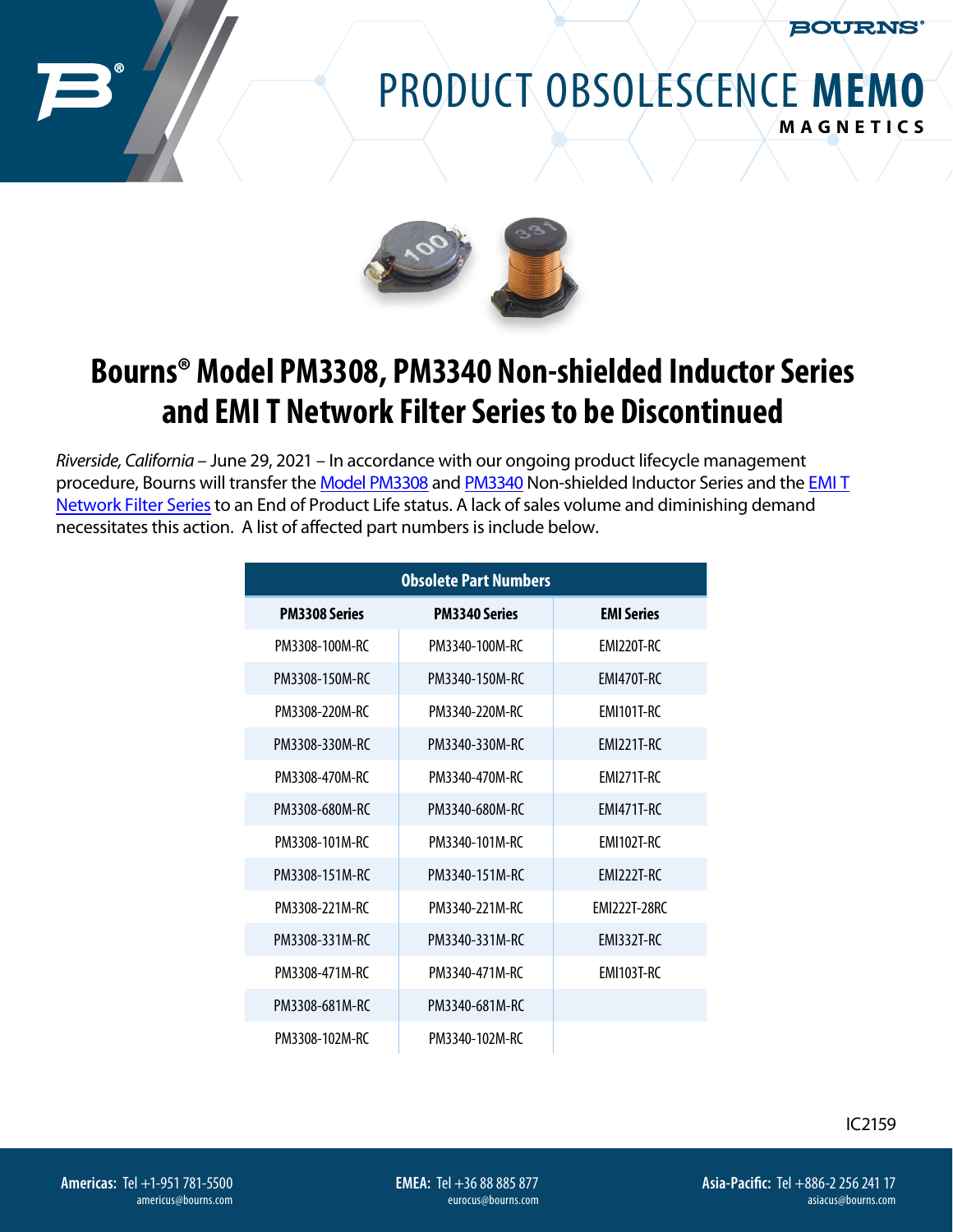# PRODUCT OBSOLESCENCE **MEMO**

**MAGNETICS**

## Bourns® Model PM3308, PM3340 Non-shielded Inductor Series and EMI T Network Filter Series to be Discontinued

*Riverside, California* – June 29, 2021 – In accordance with our ongoing product lifecycle management procedure, Bourns will transfer the Model PM3308 and PM3340 Non-shielded Inductor Series and the EMI T Network Filter Series to an End of Product Life status. A lack of sales volume and diminishing demand necessitates this action. A list of affected part numbers is include below.

| Obsolete Part Numbers | | |
|---|---|---|
| **PM3308 Series** | **PM3340 Series** | **EMI Series** |
| PM3308-100M-RC | PM3340-100M-RC | EMI220T-RC |
| PM3308-150M-RC | PM3340-150M-RC | EMI470T-RC |
| PM3308-220M-RC | PM3340-220M-RC | EMI101T-RC |
| PM3308-330M-RC | PM3340-330M-RC | EMI221T-RC |
| PM3308-470M-RC | PM3340-470M-RC | EMI271T-RC |
| PM3308-680M-RC | PM3340-680M-RC | EMI471T-RC |
| PM3308-101M-RC | PM3340-101M-RC | EMI102T-RC |
| PM3308-151M-RC | PM3340-151M-RC | EMI222T-RC |
| PM3308-221M-RC | PM3340-221M-RC | EMI222T-28RC |
| PM3308-331M-RC | PM3340-331M-RC | EMI332T-RC |
| PM3308-471M-RC | PM3340-471M-RC | EMI103T-RC |
| PM3308-681M-RC | PM3340-681M-RC | |
| PM3308-102M-RC | PM3340-102M-RC | |

IC2159

**Americas:** Tel +1-951 781-5500
americus@bourns.com

**EMEA:** Tel +36 88 885 877
eurocus@bourns.com

**Asia-Pacific:** Tel +886-2 256 241 17
asiacus@bourns.com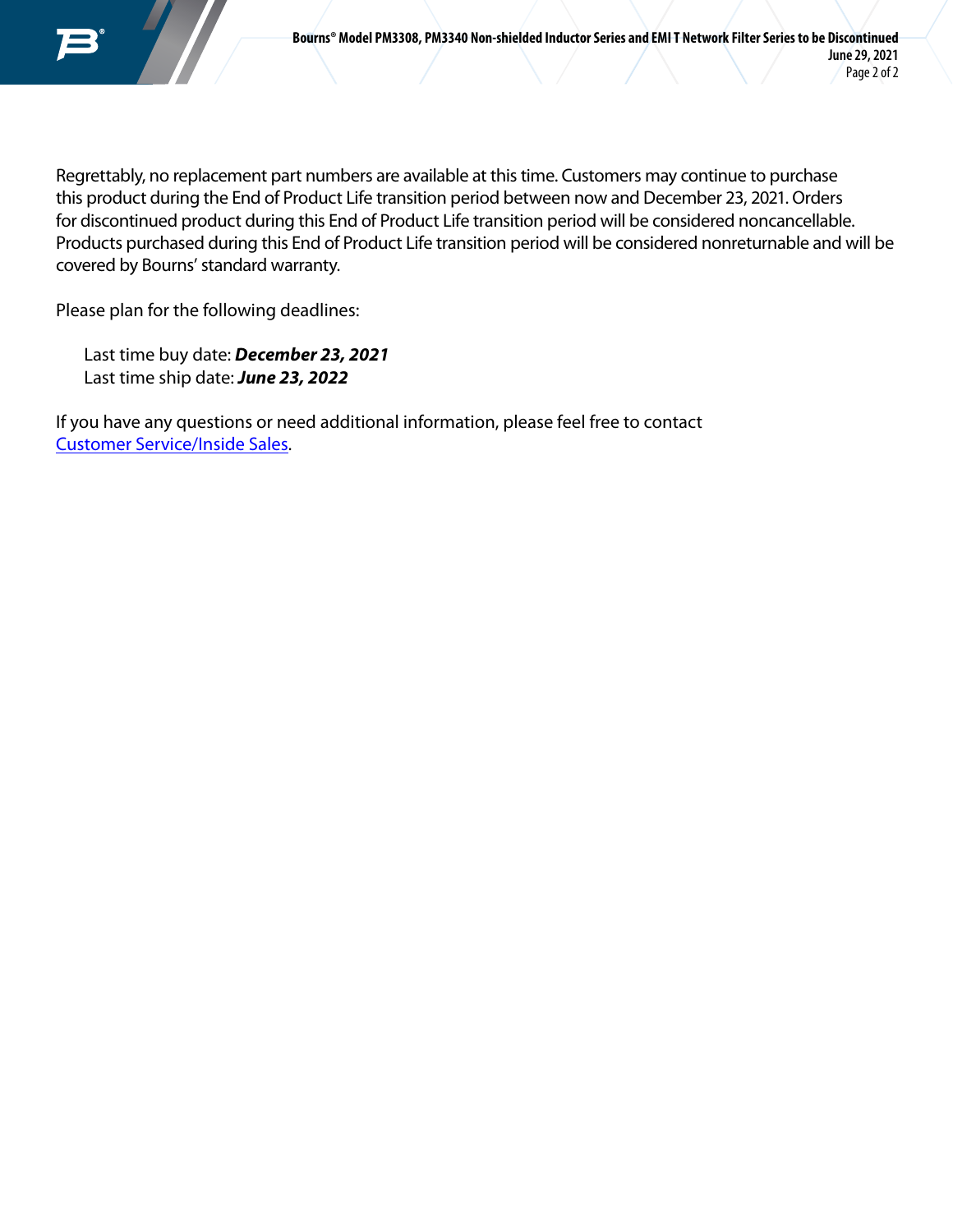Regrettably, no replacement part numbers are available at this time. Customers may continue to purchase this product during the End of Product Life transition period between now and December 23, 2021. Orders for discontinued product during this End of Product Life transition period will be considered noncancellable. Products purchased during this End of Product Life transition period will be considered nonreturnable and will be covered by Bourns' standard warranty.

Please plan for the following deadlines:

Last time buy date: ***December 23, 2021***
Last time ship date: ***June 23, 2022***

If you have any questions or need additional information, please feel free to contact Customer Service/Inside Sales.